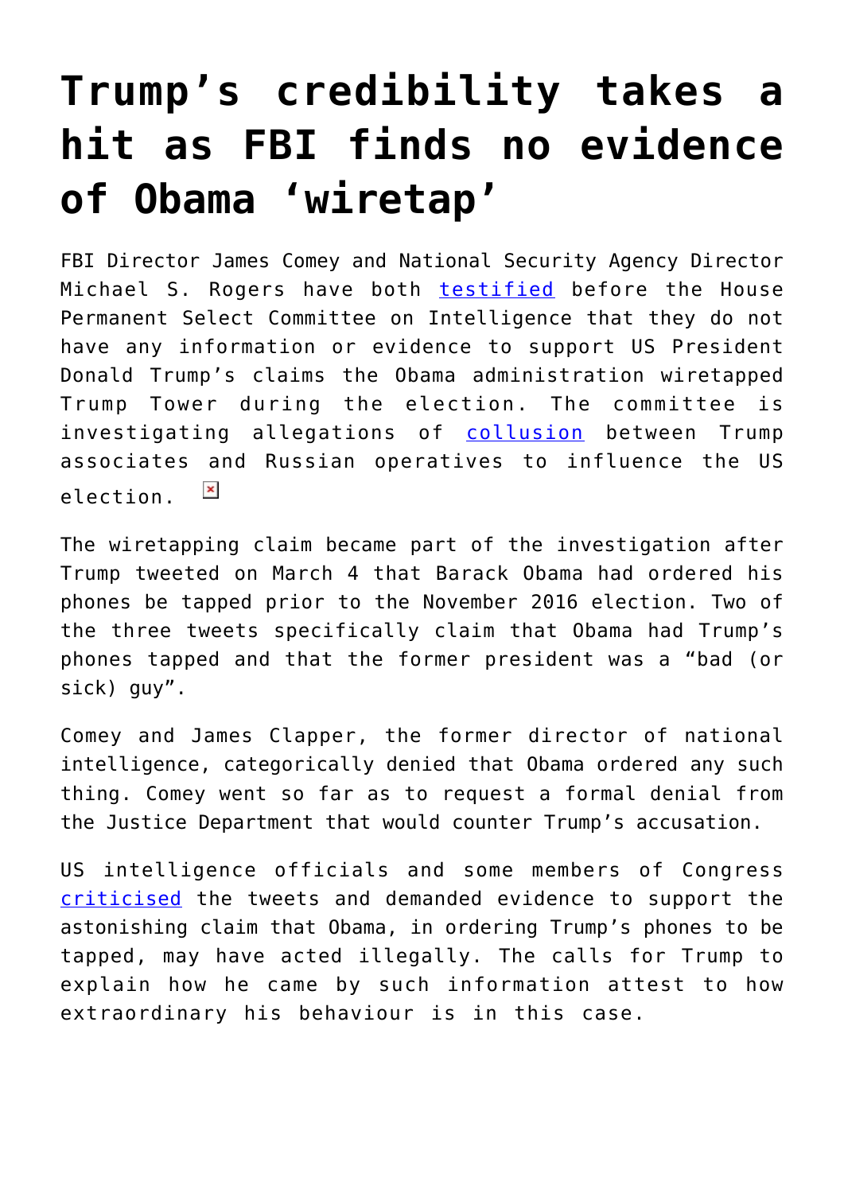# Trump's credibility takes a hit as FBI finds no evidence of Obama 'wiretap'

FBI Director James Comey and National Security Agency Director Michael S. Rogers have both testified before the House Permanent Select Committee on Intelligence that they do not have any information or evidence to support US President Donald Trump's claims the Obama administration wiretapped Trump Tower during the election. The committee is investigating allegations of collusion between Trump associates and Russian operatives to influence the US election.

The wiretapping claim became part of the investigation after Trump tweeted on March 4 that Barack Obama had ordered his phones be tapped prior to the November 2016 election. Two of the three tweets specifically claim that Obama had Trump's phones tapped and that the former president was a "bad (or sick) guy".

Comey and James Clapper, the former director of national intelligence, categorically denied that Obama ordered any such thing. Comey went so far as to request a formal denial from the Justice Department that would counter Trump's accusation.

US intelligence officials and some members of Congress criticised the tweets and demanded evidence to support the astonishing claim that Obama, in ordering Trump's phones to be tapped, may have acted illegally. The calls for Trump to explain how he came by such information attest to how extraordinary his behaviour is in this case.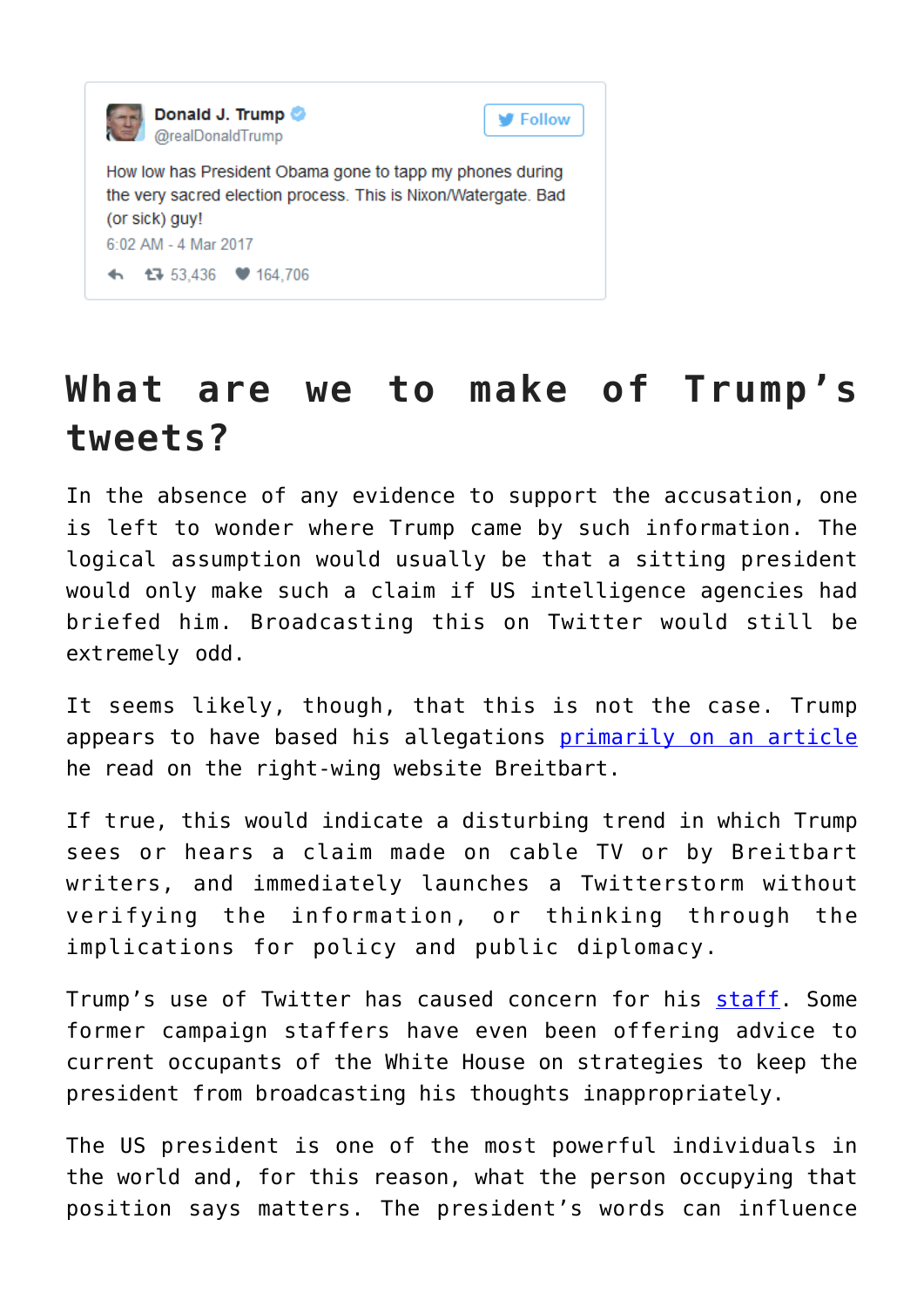Donald J. Trump @realDonaldTrump

How low has President Obama gone to tapp my phones during the very sacred election process. This is Nixon/Watergate. Bad (or sick) guy!

6:02 AM - 4 Mar 2017

53,436 164,706

# What are we to make of Trump's tweets?

In the absence of any evidence to support the accusation, one is left to wonder where Trump came by such information. The logical assumption would usually be that a sitting president would only make such a claim if US intelligence agencies had briefed him. Broadcasting this on Twitter would still be extremely odd.

It seems likely, though, that this is not the case. Trump appears to have based his allegations primarily on an article he read on the right-wing website Breitbart.

If true, this would indicate a disturbing trend in which Trump sees or hears a claim made on cable TV or by Breitbart writers, and immediately launches a Twitterstorm without verifying the information, or thinking through the implications for policy and public diplomacy.

Trump's use of Twitter has caused concern for his staff. Some former campaign staffers have even been offering advice to current occupants of the White House on strategies to keep the president from broadcasting his thoughts inappropriately.

The US president is one of the most powerful individuals in the world and, for this reason, what the person occupying that position says matters. The president's words can influence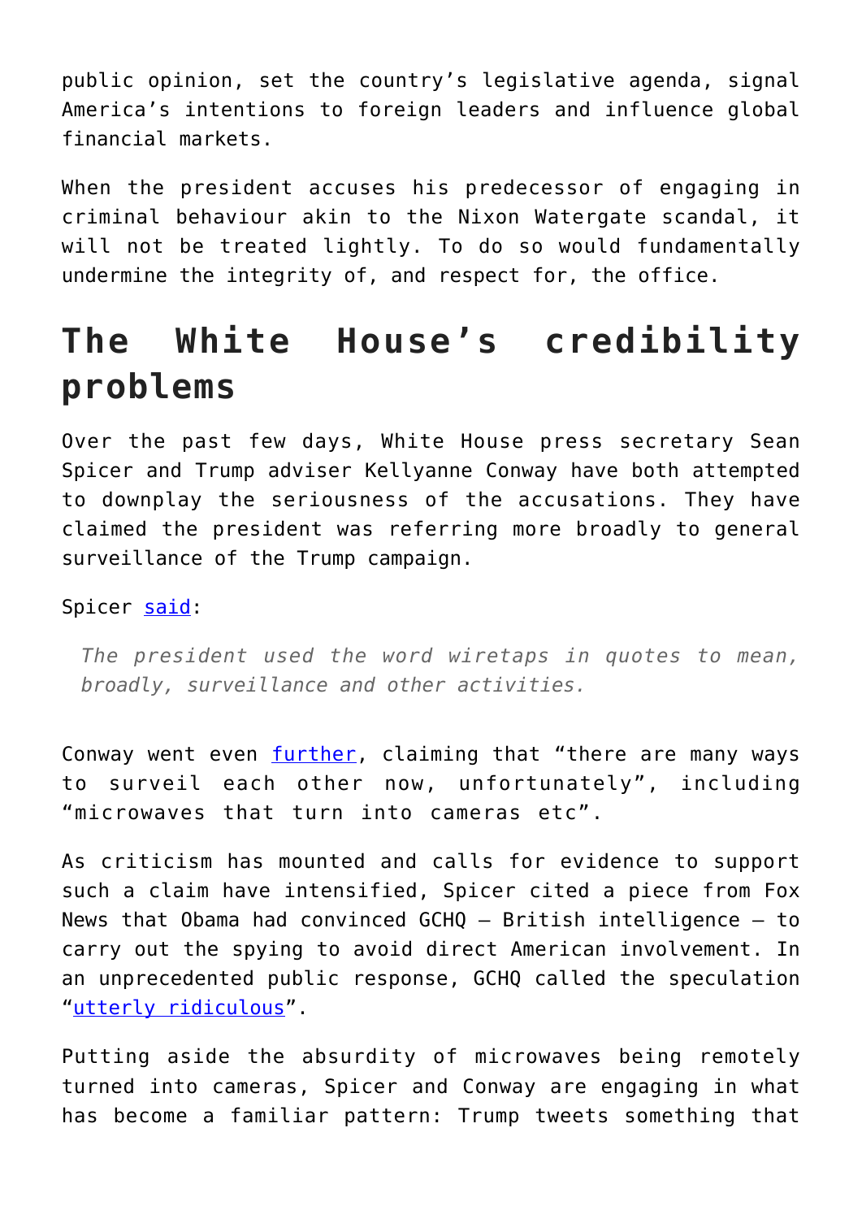public opinion, set the country's legislative agenda, signal America's intentions to foreign leaders and influence global financial markets.

When the president accuses his predecessor of engaging in criminal behaviour akin to the Nixon Watergate scandal, it will not be treated lightly. To do so would fundamentally undermine the integrity of, and respect for, the office.

## The White House's credibility problems

Over the past few days, White House press secretary Sean Spicer and Trump adviser Kellyanne Conway have both attempted to downplay the seriousness of the accusations. They have claimed the president was referring more broadly to general surveillance of the Trump campaign.

Spicer said:

> *The president used the word wiretaps in quotes to mean, broadly, surveillance and other activities.*

Conway went even further, claiming that "there are many ways to surveil each other now, unfortunately", including "microwaves that turn into cameras etc".

As criticism has mounted and calls for evidence to support such a claim have intensified, Spicer cited a piece from Fox News that Obama had convinced GCHQ – British intelligence – to carry out the spying to avoid direct American involvement. In an unprecedented public response, GCHQ called the speculation "utterly ridiculous".

Putting aside the absurdity of microwaves being remotely turned into cameras, Spicer and Conway are engaging in what has become a familiar pattern: Trump tweets something that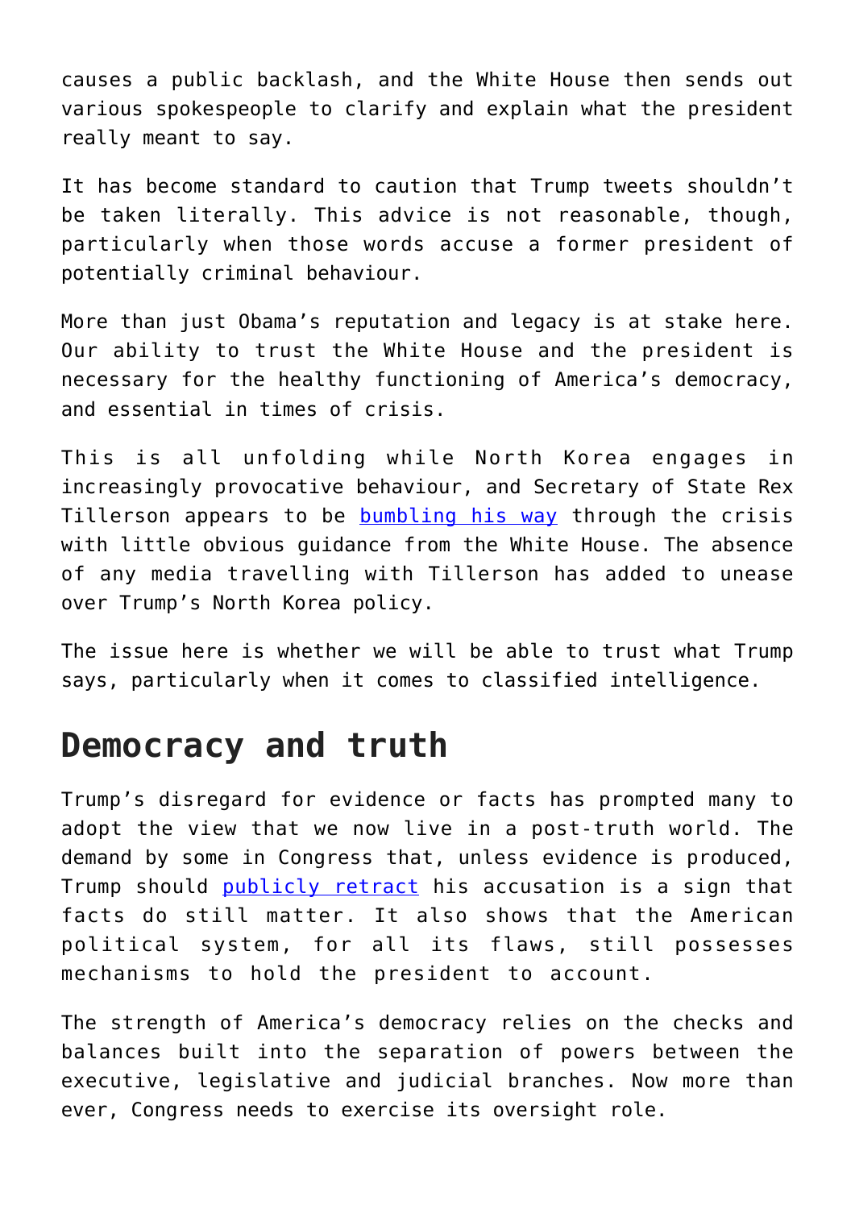causes a public backlash, and the White House then sends out various spokespeople to clarify and explain what the president really meant to say.

It has become standard to caution that Trump tweets shouldn't be taken literally. This advice is not reasonable, though, particularly when those words accuse a former president of potentially criminal behaviour.

More than just Obama's reputation and legacy is at stake here. Our ability to trust the White House and the president is necessary for the healthy functioning of America's democracy, and essential in times of crisis.

This is all unfolding while North Korea engages in increasingly provocative behaviour, and Secretary of State Rex Tillerson appears to be bumbling his way through the crisis with little obvious guidance from the White House. The absence of any media travelling with Tillerson has added to unease over Trump's North Korea policy.

The issue here is whether we will be able to trust what Trump says, particularly when it comes to classified intelligence.

## Democracy and truth

Trump's disregard for evidence or facts has prompted many to adopt the view that we now live in a post-truth world. The demand by some in Congress that, unless evidence is produced, Trump should publicly retract his accusation is a sign that facts do still matter. It also shows that the American political system, for all its flaws, still possesses mechanisms to hold the president to account.

The strength of America's democracy relies on the checks and balances built into the separation of powers between the executive, legislative and judicial branches. Now more than ever, Congress needs to exercise its oversight role.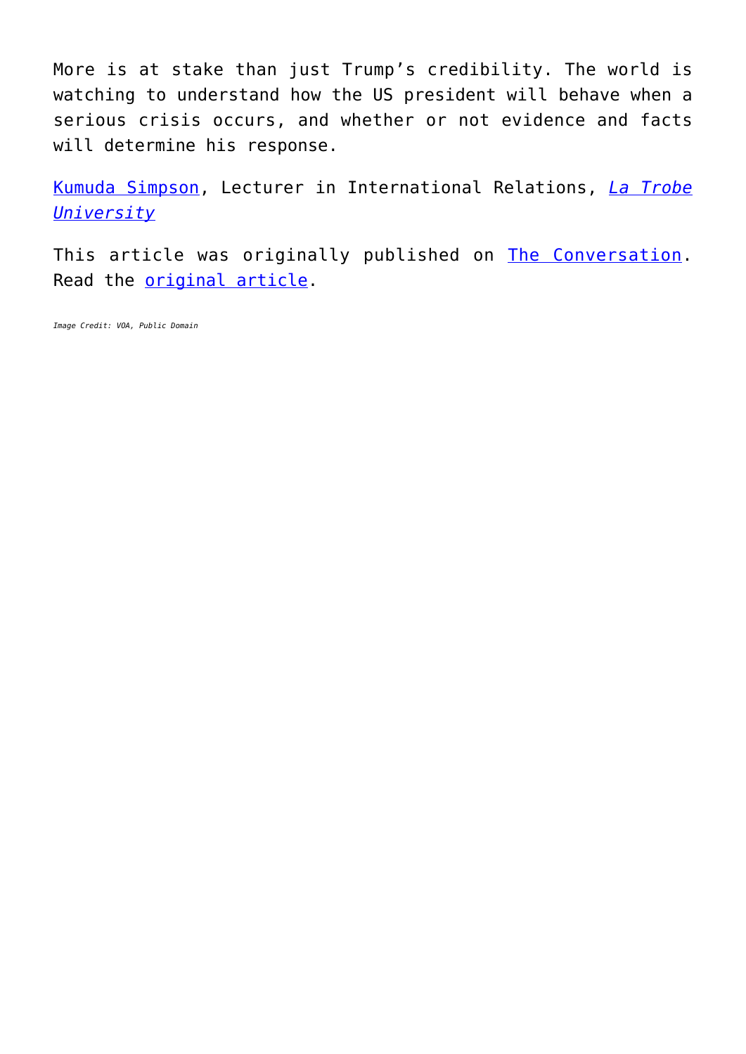More is at stake than just Trump's credibility. The world is watching to understand how the US president will behave when a serious crisis occurs, and whether or not evidence and facts will determine his response.

[Kumuda Simpson](), Lecturer in International Relations, *[La Trobe University]()*

This article was originally published on [The Conversation](). Read the [original article]().

*Image Credit: VOA, Public Domain*